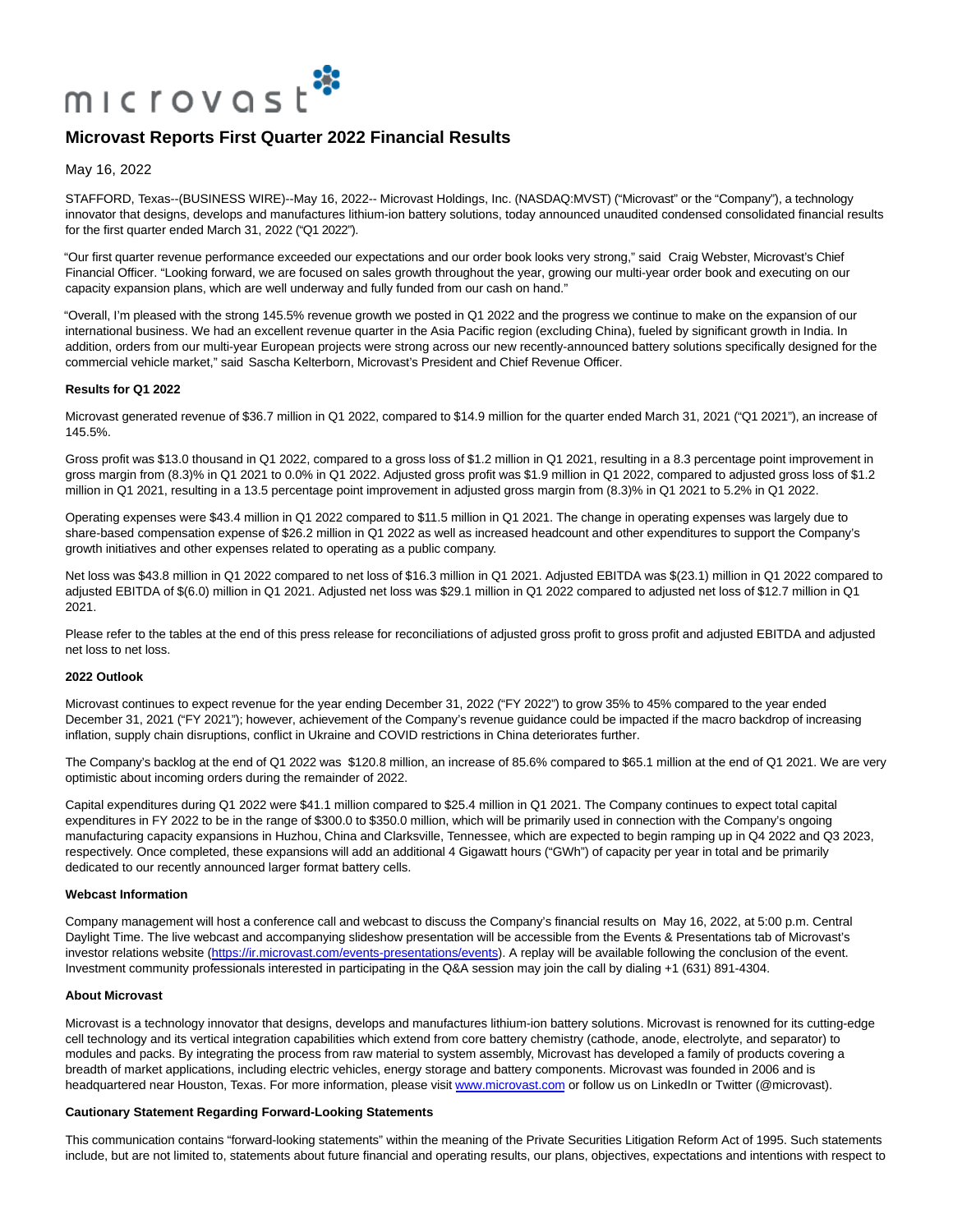# Microvast Reports First Quarter 2022 Financial Results

May 16, 2022

STAFFORD, Texas--(BUSINESS WIRE)--May 16, 2022-- Microvast Holdings, Inc. (NASDAQ:MVST) ("Microvast" or the "Company"), a technology innovator that designs, develops and manufactures lithium-ion battery solutions, today announced unaudited condensed consolidated financial results for the first quarter ended March 31, 2022 ("Q1 2022").

"Our first quarter revenue performance exceeded our expectations and our order book looks very strong," said Craig Webster, Microvast's Chief Financial Officer. "Looking forward, we are focused on sales growth throughout the year, growing our multi-year order book and executing on our capacity expansion plans, which are well underway and fully funded from our cash on hand."

"Overall, I'm pleased with the strong 145.5% revenue growth we posted in Q1 2022 and the progress we continue to make on the expansion of our international business. We had an excellent revenue quarter in the Asia Pacific region (excluding China), fueled by significant growth in India. In addition, orders from our multi-year European projects were strong across our new recently-announced battery solutions specifically designed for the commercial vehicle market," said Sascha Kelterborn, Microvast's President and Chief Revenue Officer.

**Results for Q1 2022**

Microvast generated revenue of $36.7 million in Q1 2022, compared to $14.9 million for the quarter ended March 31, 2021 ("Q1 2021"), an increase of 145.5%.

Gross profit was $13.0 thousand in Q1 2022, compared to a gross loss of $1.2 million in Q1 2021, resulting in a 8.3 percentage point improvement in gross margin from (8.3)% in Q1 2021 to 0.0% in Q1 2022. Adjusted gross profit was $1.9 million in Q1 2022, compared to adjusted gross loss of $1.2 million in Q1 2021, resulting in a 13.5 percentage point improvement in adjusted gross margin from (8.3)% in Q1 2021 to 5.2% in Q1 2022.

Operating expenses were $43.4 million in Q1 2022 compared to $11.5 million in Q1 2021. The change in operating expenses was largely due to share-based compensation expense of $26.2 million in Q1 2022 as well as increased headcount and other expenditures to support the Company's growth initiatives and other expenses related to operating as a public company.

Net loss was $43.8 million in Q1 2022 compared to net loss of $16.3 million in Q1 2021. Adjusted EBITDA was $(23.1) million in Q1 2022 compared to adjusted EBITDA of $(6.0) million in Q1 2021. Adjusted net loss was $29.1 million in Q1 2022 compared to adjusted net loss of $12.7 million in Q1 2021.

Please refer to the tables at the end of this press release for reconciliations of adjusted gross profit to gross profit and adjusted EBITDA and adjusted net loss to net loss.

**2022 Outlook**

Microvast continues to expect revenue for the year ending December 31, 2022 ("FY 2022") to grow 35% to 45% compared to the year ended December 31, 2021 ("FY 2021"); however, achievement of the Company's revenue guidance could be impacted if the macro backdrop of increasing inflation, supply chain disruptions, conflict in Ukraine and COVID restrictions in China deteriorates further.

The Company's backlog at the end of Q1 2022 was $120.8 million, an increase of 85.6% compared to $65.1 million at the end of Q1 2021. We are very optimistic about incoming orders during the remainder of 2022.

Capital expenditures during Q1 2022 were $41.1 million compared to $25.4 million in Q1 2021. The Company continues to expect total capital expenditures in FY 2022 to be in the range of $300.0 to $350.0 million, which will be primarily used in connection with the Company's ongoing manufacturing capacity expansions in Huzhou, China and Clarksville, Tennessee, which are expected to begin ramping up in Q4 2022 and Q3 2023, respectively. Once completed, these expansions will add an additional 4 Gigawatt hours ("GWh") of capacity per year in total and be primarily dedicated to our recently announced larger format battery cells.

**Webcast Information**

Company management will host a conference call and webcast to discuss the Company's financial results on May 16, 2022, at 5:00 p.m. Central Daylight Time. The live webcast and accompanying slideshow presentation will be accessible from the Events & Presentations tab of Microvast's investor relations website (https://ir.microvast.com/events-presentations/events). A replay will be available following the conclusion of the event. Investment community professionals interested in participating in the Q&A session may join the call by dialing +1 (631) 891-4304.

**About Microvast**

Microvast is a technology innovator that designs, develops and manufactures lithium-ion battery solutions. Microvast is renowned for its cutting-edge cell technology and its vertical integration capabilities which extend from core battery chemistry (cathode, anode, electrolyte, and separator) to modules and packs. By integrating the process from raw material to system assembly, Microvast has developed a family of products covering a breadth of market applications, including electric vehicles, energy storage and battery components. Microvast was founded in 2006 and is headquartered near Houston, Texas. For more information, please visit www.microvast.com or follow us on LinkedIn or Twitter (@microvast).

**Cautionary Statement Regarding Forward-Looking Statements**

This communication contains "forward-looking statements" within the meaning of the Private Securities Litigation Reform Act of 1995. Such statements include, but are not limited to, statements about future financial and operating results, our plans, objectives, expectations and intentions with respect to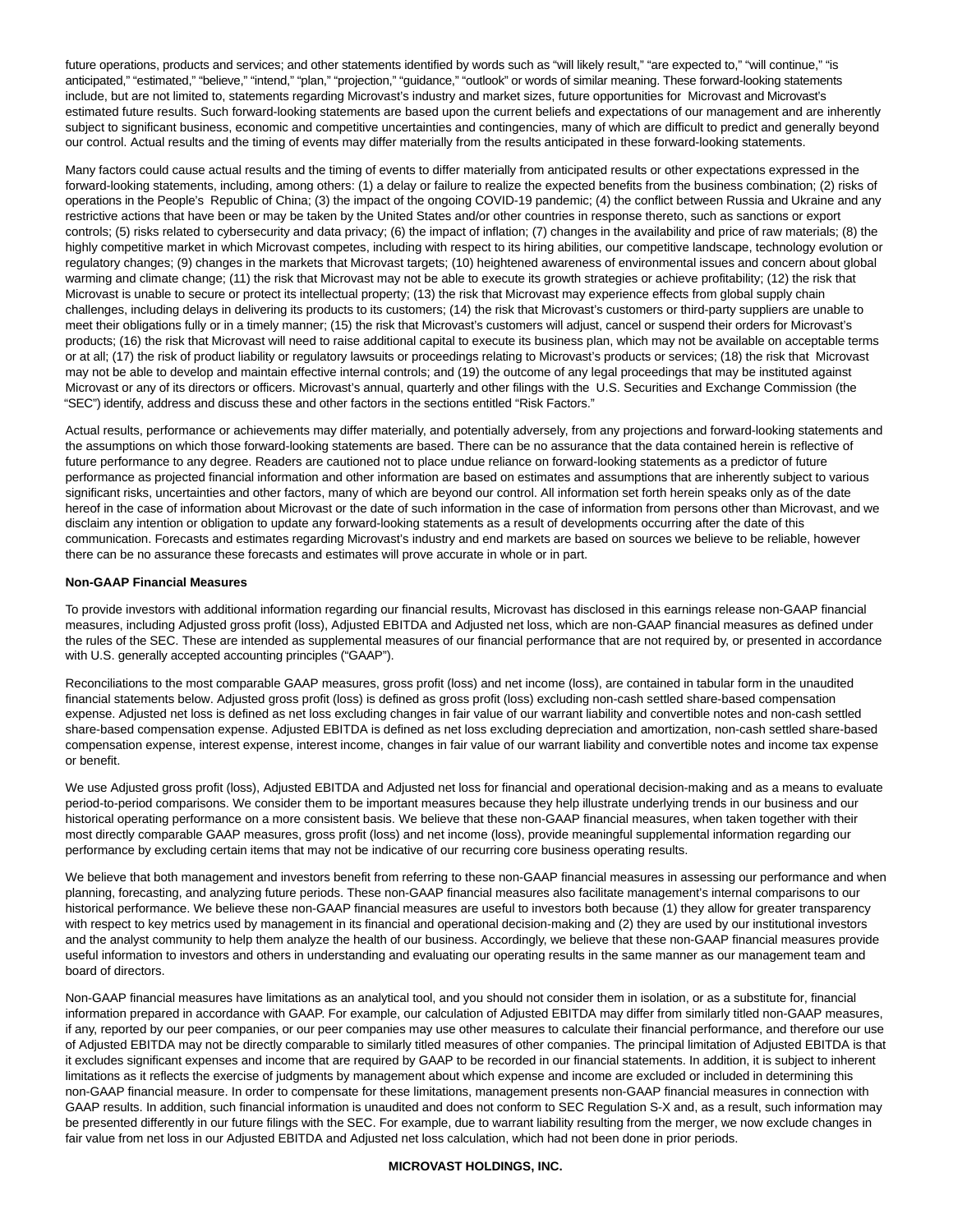future operations, products and services; and other statements identified by words such as "will likely result," "are expected to," "will continue," "is anticipated," "estimated," "believe," "intend," "plan," "projection," "guidance," "outlook" or words of similar meaning. These forward-looking statements include, but are not limited to, statements regarding Microvast's industry and market sizes, future opportunities for Microvast and Microvast's estimated future results. Such forward-looking statements are based upon the current beliefs and expectations of our management and are inherently subject to significant business, economic and competitive uncertainties and contingencies, many of which are difficult to predict and generally beyond our control. Actual results and the timing of events may differ materially from the results anticipated in these forward-looking statements.

Many factors could cause actual results and the timing of events to differ materially from anticipated results or other expectations expressed in the forward-looking statements, including, among others: (1) a delay or failure to realize the expected benefits from the business combination; (2) risks of operations in the People's Republic of China; (3) the impact of the ongoing COVID-19 pandemic; (4) the conflict between Russia and Ukraine and any restrictive actions that have been or may be taken by the United States and/or other countries in response thereto, such as sanctions or export controls; (5) risks related to cybersecurity and data privacy; (6) the impact of inflation; (7) changes in the availability and price of raw materials; (8) the highly competitive market in which Microvast competes, including with respect to its hiring abilities, our competitive landscape, technology evolution or regulatory changes; (9) changes in the markets that Microvast targets; (10) heightened awareness of environmental issues and concern about global warming and climate change; (11) the risk that Microvast may not be able to execute its growth strategies or achieve profitability; (12) the risk that Microvast is unable to secure or protect its intellectual property; (13) the risk that Microvast may experience effects from global supply chain challenges, including delays in delivering its products to its customers; (14) the risk that Microvast's customers or third-party suppliers are unable to meet their obligations fully or in a timely manner; (15) the risk that Microvast's customers will adjust, cancel or suspend their orders for Microvast's products; (16) the risk that Microvast will need to raise additional capital to execute its business plan, which may not be available on acceptable terms or at all; (17) the risk of product liability or regulatory lawsuits or proceedings relating to Microvast's products or services; (18) the risk that Microvast may not be able to develop and maintain effective internal controls; and (19) the outcome of any legal proceedings that may be instituted against Microvast or any of its directors or officers. Microvast's annual, quarterly and other filings with the U.S. Securities and Exchange Commission (the "SEC") identify, address and discuss these and other factors in the sections entitled "Risk Factors."

Actual results, performance or achievements may differ materially, and potentially adversely, from any projections and forward-looking statements and the assumptions on which those forward-looking statements are based. There can be no assurance that the data contained herein is reflective of future performance to any degree. Readers are cautioned not to place undue reliance on forward-looking statements as a predictor of future performance as projected financial information and other information are based on estimates and assumptions that are inherently subject to various significant risks, uncertainties and other factors, many of which are beyond our control. All information set forth herein speaks only as of the date hereof in the case of information about Microvast or the date of such information in the case of information from persons other than Microvast, and we disclaim any intention or obligation to update any forward-looking statements as a result of developments occurring after the date of this communication. Forecasts and estimates regarding Microvast's industry and end markets are based on sources we believe to be reliable, however there can be no assurance these forecasts and estimates will prove accurate in whole or in part.

**Non-GAAP Financial Measures**

To provide investors with additional information regarding our financial results, Microvast has disclosed in this earnings release non-GAAP financial measures, including Adjusted gross profit (loss), Adjusted EBITDA and Adjusted net loss, which are non-GAAP financial measures as defined under the rules of the SEC. These are intended as supplemental measures of our financial performance that are not required by, or presented in accordance with U.S. generally accepted accounting principles ("GAAP").

Reconciliations to the most comparable GAAP measures, gross profit (loss) and net income (loss), are contained in tabular form in the unaudited financial statements below. Adjusted gross profit (loss) is defined as gross profit (loss) excluding non-cash settled share-based compensation expense. Adjusted net loss is defined as net loss excluding changes in fair value of our warrant liability and convertible notes and non-cash settled share-based compensation expense. Adjusted EBITDA is defined as net loss excluding depreciation and amortization, non-cash settled share-based compensation expense, interest expense, interest income, changes in fair value of our warrant liability and convertible notes and income tax expense or benefit.

We use Adjusted gross profit (loss), Adjusted EBITDA and Adjusted net loss for financial and operational decision-making and as a means to evaluate period-to-period comparisons. We consider them to be important measures because they help illustrate underlying trends in our business and our historical operating performance on a more consistent basis. We believe that these non-GAAP financial measures, when taken together with their most directly comparable GAAP measures, gross profit (loss) and net income (loss), provide meaningful supplemental information regarding our performance by excluding certain items that may not be indicative of our recurring core business operating results.

We believe that both management and investors benefit from referring to these non-GAAP financial measures in assessing our performance and when planning, forecasting, and analyzing future periods. These non-GAAP financial measures also facilitate management's internal comparisons to our historical performance. We believe these non-GAAP financial measures are useful to investors both because (1) they allow for greater transparency with respect to key metrics used by management in its financial and operational decision-making and (2) they are used by our institutional investors and the analyst community to help them analyze the health of our business. Accordingly, we believe that these non-GAAP financial measures provide useful information to investors and others in understanding and evaluating our operating results in the same manner as our management team and board of directors.

Non-GAAP financial measures have limitations as an analytical tool, and you should not consider them in isolation, or as a substitute for, financial information prepared in accordance with GAAP. For example, our calculation of Adjusted EBITDA may differ from similarly titled non-GAAP measures, if any, reported by our peer companies, or our peer companies may use other measures to calculate their financial performance, and therefore our use of Adjusted EBITDA may not be directly comparable to similarly titled measures of other companies. The principal limitation of Adjusted EBITDA is that it excludes significant expenses and income that are required by GAAP to be recorded in our financial statements. In addition, it is subject to inherent limitations as it reflects the exercise of judgments by management about which expense and income are excluded or included in determining this non-GAAP financial measure. In order to compensate for these limitations, management presents non-GAAP financial measures in connection with GAAP results. In addition, such financial information is unaudited and does not conform to SEC Regulation S-X and, as a result, such information may be presented differently in our future filings with the SEC. For example, due to warrant liability resulting from the merger, we now exclude changes in fair value from net loss in our Adjusted EBITDA and Adjusted net loss calculation, which had not been done in prior periods.

**MICROVAST HOLDINGS, INC.**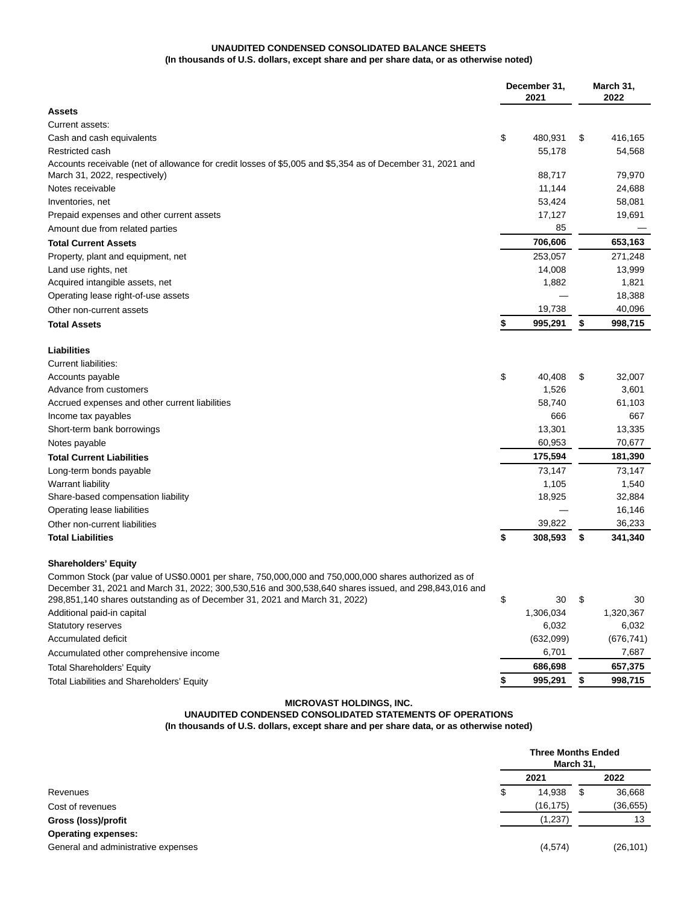**UNAUDITED CONDENSED CONSOLIDATED BALANCE SHEETS**
**(In thousands of U.S. dollars, except share and per share data, or as otherwise noted)**

| | December 31, 2021 | March 31, 2022 |
|---|---|---|
| **Assets** | | |
| Current assets: | | |
| Cash and cash equivalents | $ 480,931 | $ 416,165 |
| Restricted cash | 55,178 | 54,568 |
| Accounts receivable (net of allowance for credit losses of $5,005 and $5,354 as of December 31, 2021 and March 31, 2022, respectively) | 88,717 | 79,970 |
| Notes receivable | 11,144 | 24,688 |
| Inventories, net | 53,424 | 58,081 |
| Prepaid expenses and other current assets | 17,127 | 19,691 |
| Amount due from related parties | 85 | — |
| **Total Current Assets** | **706,606** | **653,163** |
| Property, plant and equipment, net | 253,057 | 271,248 |
| Land use rights, net | 14,008 | 13,999 |
| Acquired intangible assets, net | 1,882 | 1,821 |
| Operating lease right-of-use assets | — | 18,388 |
| Other non-current assets | 19,738 | 40,096 |
| **Total Assets** | **$ 995,291** | **$ 998,715** |
| | | |
| **Liabilities** | | |
| Current liabilities: | | |
| Accounts payable | $ 40,408 | $ 32,007 |
| Advance from customers | 1,526 | 3,601 |
| Accrued expenses and other current liabilities | 58,740 | 61,103 |
| Income tax payables | 666 | 667 |
| Short-term bank borrowings | 13,301 | 13,335 |
| Notes payable | 60,953 | 70,677 |
| **Total Current Liabilities** | **175,594** | **181,390** |
| Long-term bonds payable | 73,147 | 73,147 |
| Warrant liability | 1,105 | 1,540 |
| Share-based compensation liability | 18,925 | 32,884 |
| Operating lease liabilities | — | 16,146 |
| Other non-current liabilities | 39,822 | 36,233 |
| **Total Liabilities** | **$ 308,593** | **$ 341,340** |
| | | |
| **Shareholders' Equity** | | |
| Common Stock (par value of US$0.0001 per share, 750,000,000 and 750,000,000 shares authorized as of December 31, 2021 and March 31, 2022; 300,530,516 and 300,538,640 shares issued, and 298,843,016 and 298,851,140 shares outstanding as of December 31, 2021 and March 31, 2022) | $ 30 | $ 30 |
| Additional paid-in capital | 1,306,034 | 1,320,367 |
| Statutory reserves | 6,032 | 6,032 |
| Accumulated deficit | (632,099) | (676,741) |
| Accumulated other comprehensive income | 6,701 | 7,687 |
| Total Shareholders' Equity | **686,698** | **657,375** |
| Total Liabilities and Shareholders' Equity | **$ 995,291** | **$ 998,715** |

**MICROVAST HOLDINGS, INC.**
**UNAUDITED CONDENSED CONSOLIDATED STATEMENTS OF OPERATIONS**
**(In thousands of U.S. dollars, except share and per share data, or as otherwise noted)**

| | Three Months Ended March 31, | |
|---|---|---|
| | 2021 | 2022 |
| Revenues | $ 14,938 | $ 36,668 |
| Cost of revenues | (16,175) | (36,655) |
| **Gross (loss)/profit** | (1,237) | 13 |
| **Operating expenses:** | | |
| General and administrative expenses | (4,574) | (26,101) |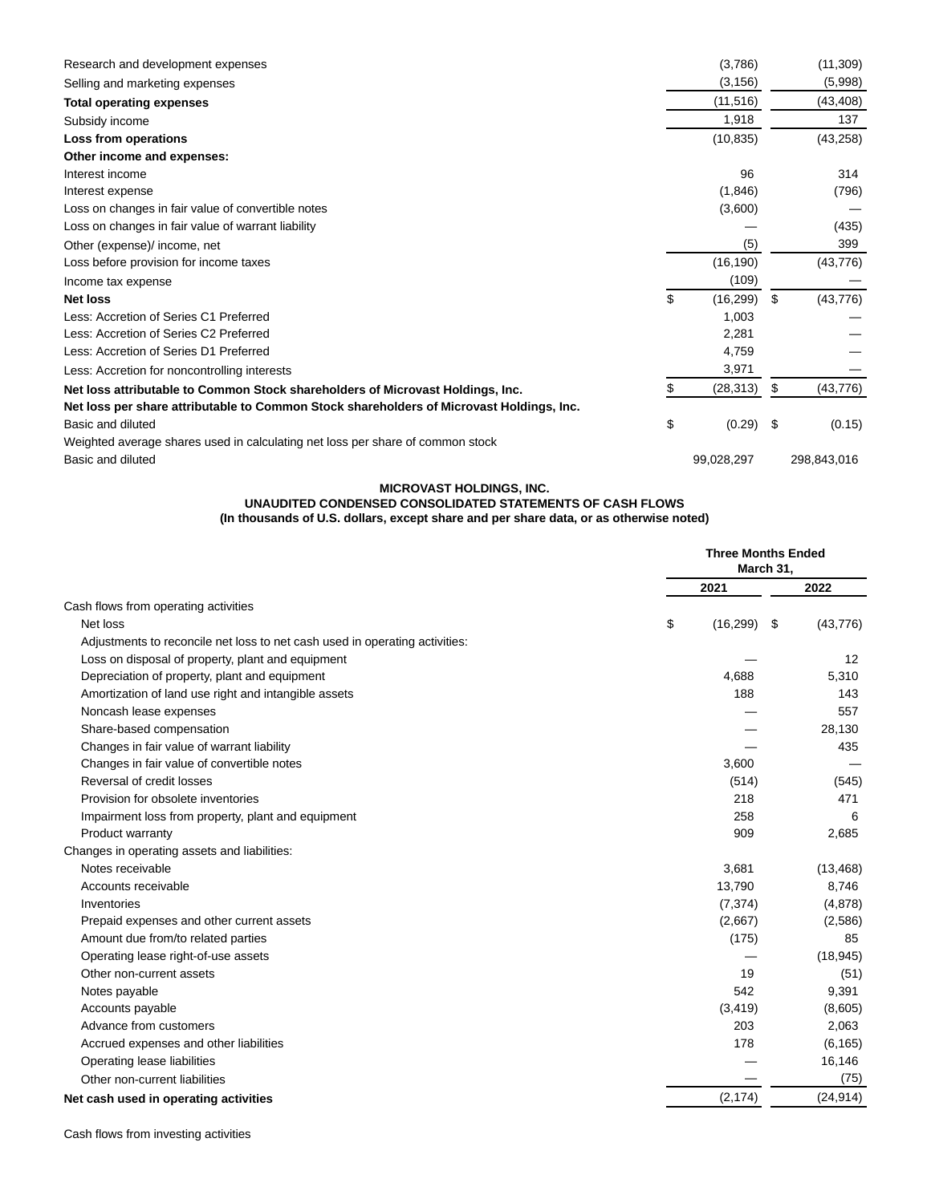| | | |
|---|---|---|
| Research and development expenses | (3,786) | (11,309) |
| Selling and marketing expenses | (3,156) | (5,998) |
| **Total operating expenses** | (11,516) | (43,408) |
| Subsidy income | 1,918 | 137 |
| **Loss from operations** | (10,835) | (43,258) |
| **Other income and expenses:** | | |
| Interest income | 96 | 314 |
| Interest expense | (1,846) | (796) |
| Loss on changes in fair value of convertible notes | (3,600) | — |
| Loss on changes in fair value of warrant liability | — | (435) |
| Other (expense)/ income, net | (5) | 399 |
| Loss before provision for income taxes | (16,190) | (43,776) |
| Income tax expense | (109) | — |
| **Net loss** | $ (16,299) | $ (43,776) |
| Less: Accretion of Series C1 Preferred | 1,003 | — |
| Less: Accretion of Series C2 Preferred | 2,281 | — |
| Less: Accretion of Series D1 Preferred | 4,759 | — |
| Less: Accretion for noncontrolling interests | 3,971 | — |
| **Net loss attributable to Common Stock shareholders of Microvast Holdings, Inc.** | $ (28,313) | $ (43,776) |
| **Net loss per share attributable to Common Stock shareholders of Microvast Holdings, Inc.** | | |
| Basic and diluted | $ (0.29) | $ (0.15) |
| Weighted average shares used in calculating net loss per share of common stock | | |
| Basic and diluted | 99,028,297 | 298,843,016 |

**MICROVAST HOLDINGS, INC.**
**UNAUDITED CONDENSED CONSOLIDATED STATEMENTS OF CASH FLOWS**
**(In thousands of U.S. dollars, except share and per share data, or as otherwise noted)**

| | Three Months Ended March 31, | |
|---|---|---|
| | 2021 | 2022 |
| Cash flows from operating activities | | |
| Net loss | $ (16,299) | $ (43,776) |
| Adjustments to reconcile net loss to net cash used in operating activities: | | |
| Loss on disposal of property, plant and equipment | — | 12 |
| Depreciation of property, plant and equipment | 4,688 | 5,310 |
| Amortization of land use right and intangible assets | 188 | 143 |
| Noncash lease expenses | — | 557 |
| Share-based compensation | — | 28,130 |
| Changes in fair value of warrant liability | — | 435 |
| Changes in fair value of convertible notes | 3,600 | — |
| Reversal of credit losses | (514) | (545) |
| Provision for obsolete inventories | 218 | 471 |
| Impairment loss from property, plant and equipment | 258 | 6 |
| Product warranty | 909 | 2,685 |
| Changes in operating assets and liabilities: | | |
| Notes receivable | 3,681 | (13,468) |
| Accounts receivable | 13,790 | 8,746 |
| Inventories | (7,374) | (4,878) |
| Prepaid expenses and other current assets | (2,667) | (2,586) |
| Amount due from/to related parties | (175) | 85 |
| Operating lease right-of-use assets | — | (18,945) |
| Other non-current assets | 19 | (51) |
| Notes payable | 542 | 9,391 |
| Accounts payable | (3,419) | (8,605) |
| Advance from customers | 203 | 2,063 |
| Accrued expenses and other liabilities | 178 | (6,165) |
| Operating lease liabilities | — | 16,146 |
| Other non-current liabilities | — | (75) |
| **Net cash used in operating activities** | (2,174) | (24,914) |

Cash flows from investing activities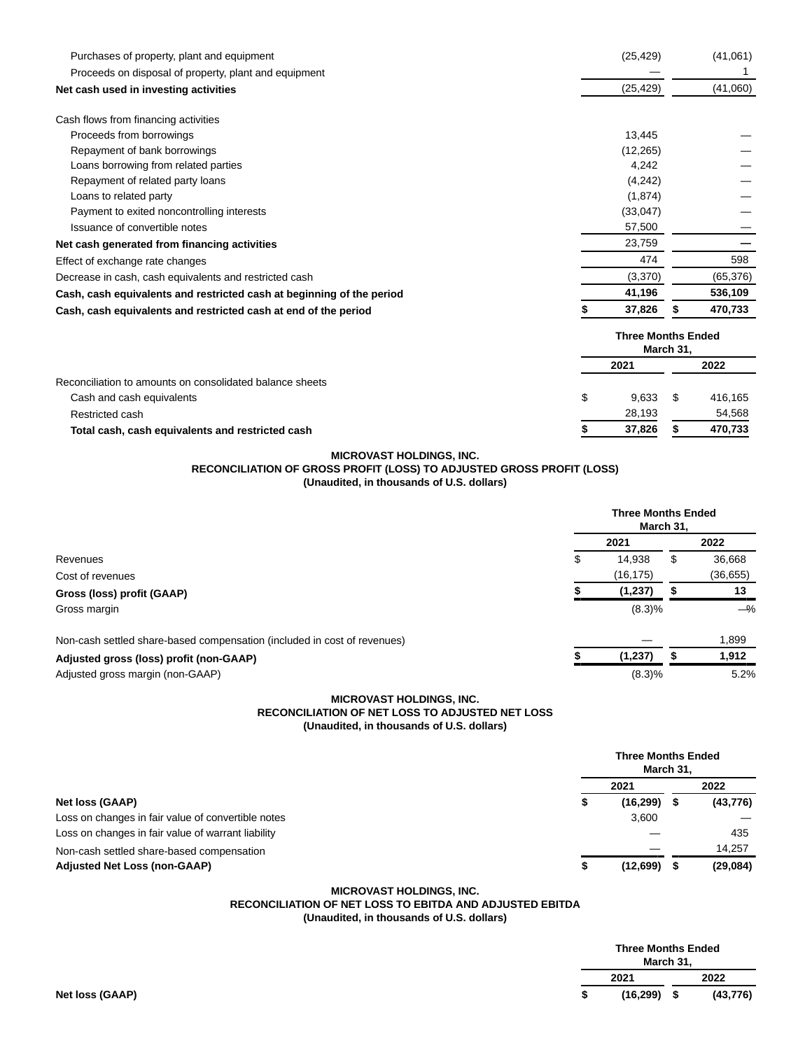| | | |
|---|---|---|
| Purchases of property, plant and equipment | (25,429) | (41,061) |
| Proceeds on disposal of property, plant and equipment | — | 1 |
| **Net cash used in investing activities** | (25,429) | (41,060) |
| | | |
| Cash flows from financing activities | | |
| Proceeds from borrowings | 13,445 | — |
| Repayment of bank borrowings | (12,265) | — |
| Loans borrowing from related parties | 4,242 | — |
| Repayment of related party loans | (4,242) | — |
| Loans to related party | (1,874) | — |
| Payment to exited noncontrolling interests | (33,047) | — |
| Issuance of convertible notes | 57,500 | — |
| **Net cash generated from financing activities** | 23,759 | **—** |
| Effect of exchange rate changes | 474 | 598 |
| Decrease in cash, cash equivalents and restricted cash | (3,370) | (65,376) |
| **Cash, cash equivalents and restricted cash at beginning of the period** | **41,196** | **536,109** |
| **Cash, cash equivalents and restricted cash at end of the period** | **$ 37,826** | **$ 470,733** |

| | Three Months Ended March 31, | |
|---|---|---|
| | **2021** | **2022** |
| Reconciliation to amounts on consolidated balance sheets | | |
| Cash and cash equivalents | $ 9,633 | $ 416,165 |
| Restricted cash | 28,193 | 54,568 |
| **Total cash, cash equivalents and restricted cash** | **$ 37,826** | **$ 470,733** |

**MICROVAST HOLDINGS, INC.**
**RECONCILIATION OF GROSS PROFIT (LOSS) TO ADJUSTED GROSS PROFIT (LOSS)**
**(Unaudited, in thousands of U.S. dollars)**

| | Three Months Ended March 31, | |
|---|---|---|
| | **2021** | **2022** |
| Revenues | $ 14,938 | $ 36,668 |
| Cost of revenues | (16,175) | (36,655) |
| **Gross (loss) profit (GAAP)** | **$ (1,237)** | **$ 13** |
| Gross margin | (8.3)% | —% |
| | | |
| Non-cash settled share-based compensation (included in cost of revenues) | — | 1,899 |
| **Adjusted gross (loss) profit (non-GAAP)** | **$ (1,237)** | **$ 1,912** |
| Adjusted gross margin (non-GAAP) | (8.3)% | 5.2% |

**MICROVAST HOLDINGS, INC.**
**RECONCILIATION OF NET LOSS TO ADJUSTED NET LOSS**
**(Unaudited, in thousands of U.S. dollars)**

| | Three Months Ended March 31, | |
|---|---|---|
| | **2021** | **2022** |
| **Net loss (GAAP)** | **$ (16,299)** | **$ (43,776)** |
| Loss on changes in fair value of convertible notes | 3,600 | — |
| Loss on changes in fair value of warrant liability | — | 435 |
| Non-cash settled share-based compensation | — | 14,257 |
| **Adjusted Net Loss (non-GAAP)** | **$ (12,699)** | **$ (29,084)** |

**MICROVAST HOLDINGS, INC.**
**RECONCILIATION OF NET LOSS TO EBITDA AND ADJUSTED EBITDA**
**(Unaudited, in thousands of U.S. dollars)**

| | Three Months Ended March 31, | |
|---|---|---|
| | **2021** | **2022** |
| **Net loss (GAAP)** | **$ (16,299)** | **$ (43,776)** |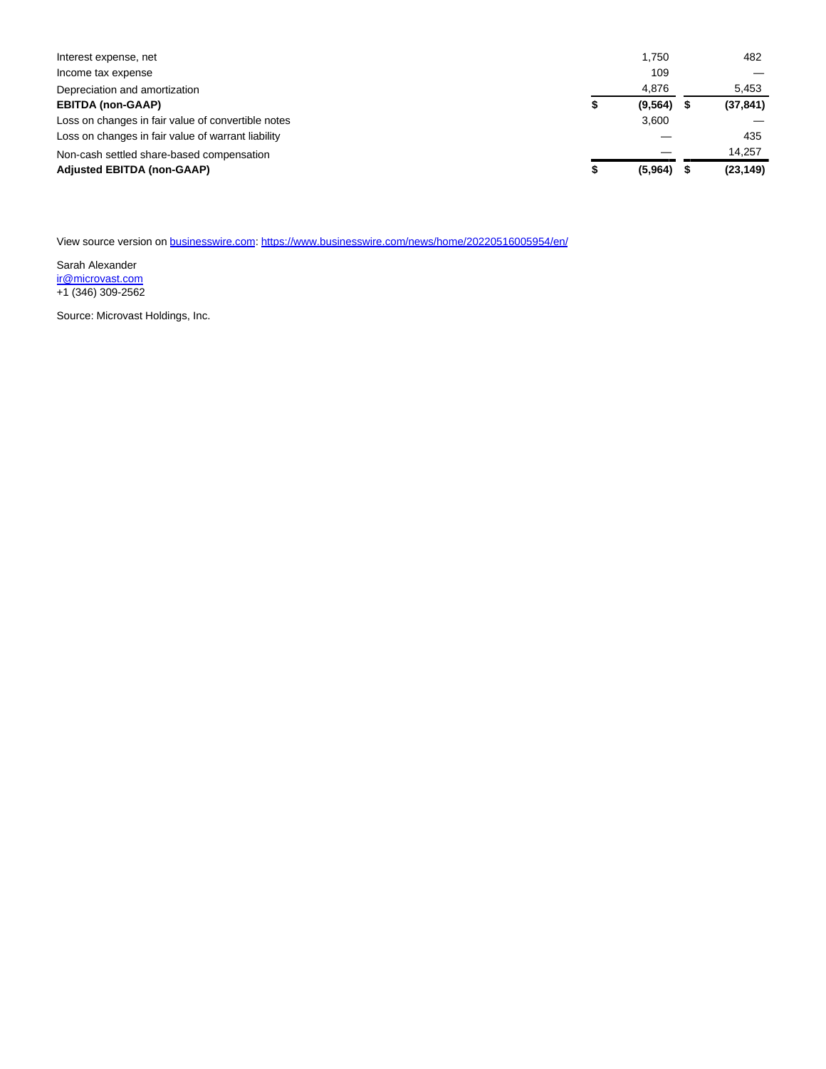| | | |
|---|---|---|
| Interest expense, net | 1,750 | 482 |
| Income tax expense | 109 | — |
| Depreciation and amortization | 4,876 | 5,453 |
| **EBITDA (non-GAAP)** | **$ (9,564)** | **$ (37,841)** |
| Loss on changes in fair value of convertible notes | 3,600 | — |
| Loss on changes in fair value of warrant liability | — | 435 |
| Non-cash settled share-based compensation | — | 14,257 |
| **Adjusted EBITDA (non-GAAP)** | **$ (5,964)** | **$ (23,149)** |

View source version on businesswire.com: https://www.businesswire.com/news/home/20220516005954/en/

Sarah Alexander
ir@microvast.com
+1 (346) 309-2562

Source: Microvast Holdings, Inc.